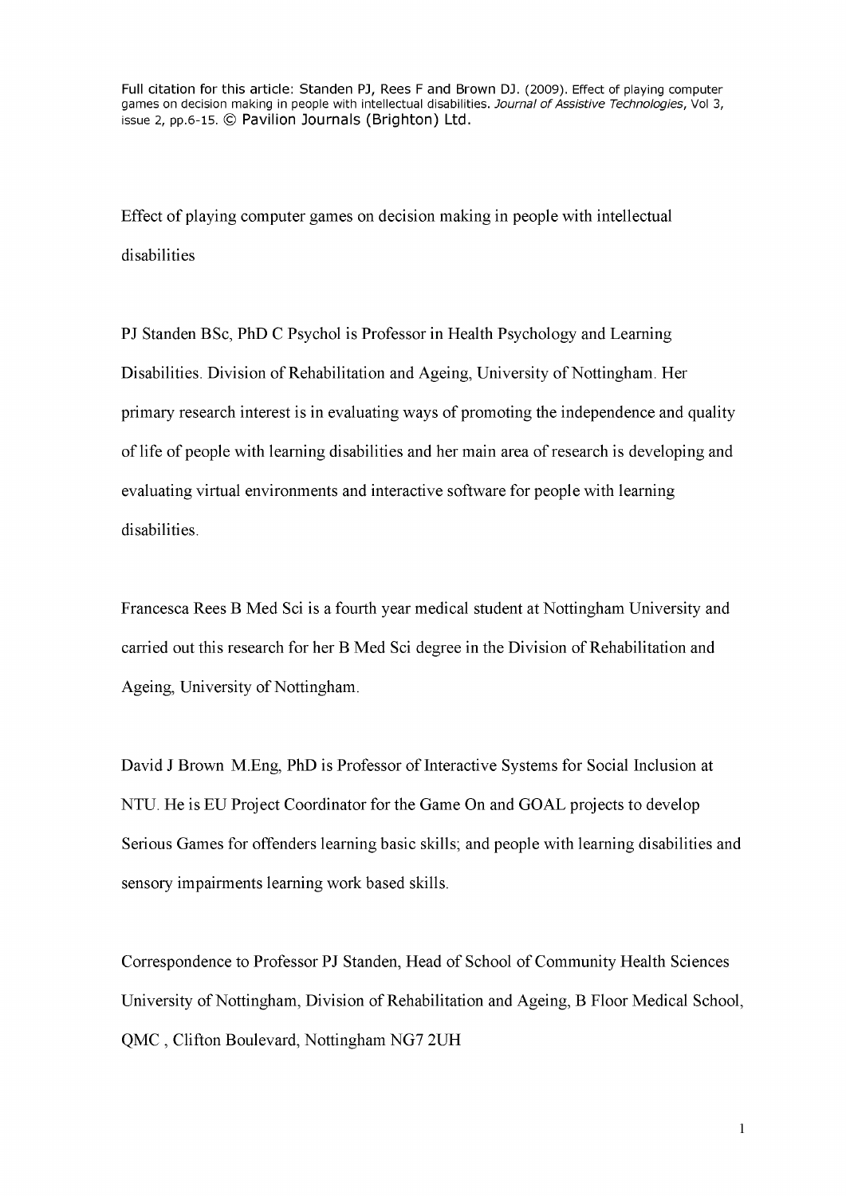Full citation for this article: Standen PJ, Rees F and Brown DJ. (2009). Effect of playing computer games on decision making in people with intellectual disabilities. *Journal of Assistive Technologies*, Vol 3, issue 2, pp.6-15. © Pavilion Journals (Brighton) Ltd.

# Effect of playing computer games on decision making in people with intellectual disabilities

PJ Standen BSc, PhD C Psychol is Professor in Health Psychology and Learning Disabilities. Division of Rehabilitation and Ageing, University of Nottingham. Her primary research interest is in evaluating ways of promoting the independence and quality of life of people with learning disabilities and her main area of research is developing and evaluating virtual environments and interactive software for people with learning disabilities.

Francesca Rees B Med Sci is a fourth year medical student at Nottingham University and carried out this research for her B Med Sci degree in the Division of Rehabilitation and Ageing, University of Nottingham.

David J Brown M.Eng, PhD is Professor of Interactive Systems for Social Inclusion at NTU. He is EU Project Coordinator for the Game On and GOAL projects to develop Serious Games for offenders learning basic skills; and people with learning disabilities and sensory impairments learning work based skills.

Correspondence to Professor PJ Standen, Head of School of Community Health Sciences University of Nottingham, Division of Rehabilitation and Ageing, B Floor Medical School, QMC , Clifton Boulevard, Nottingham NG7 2UH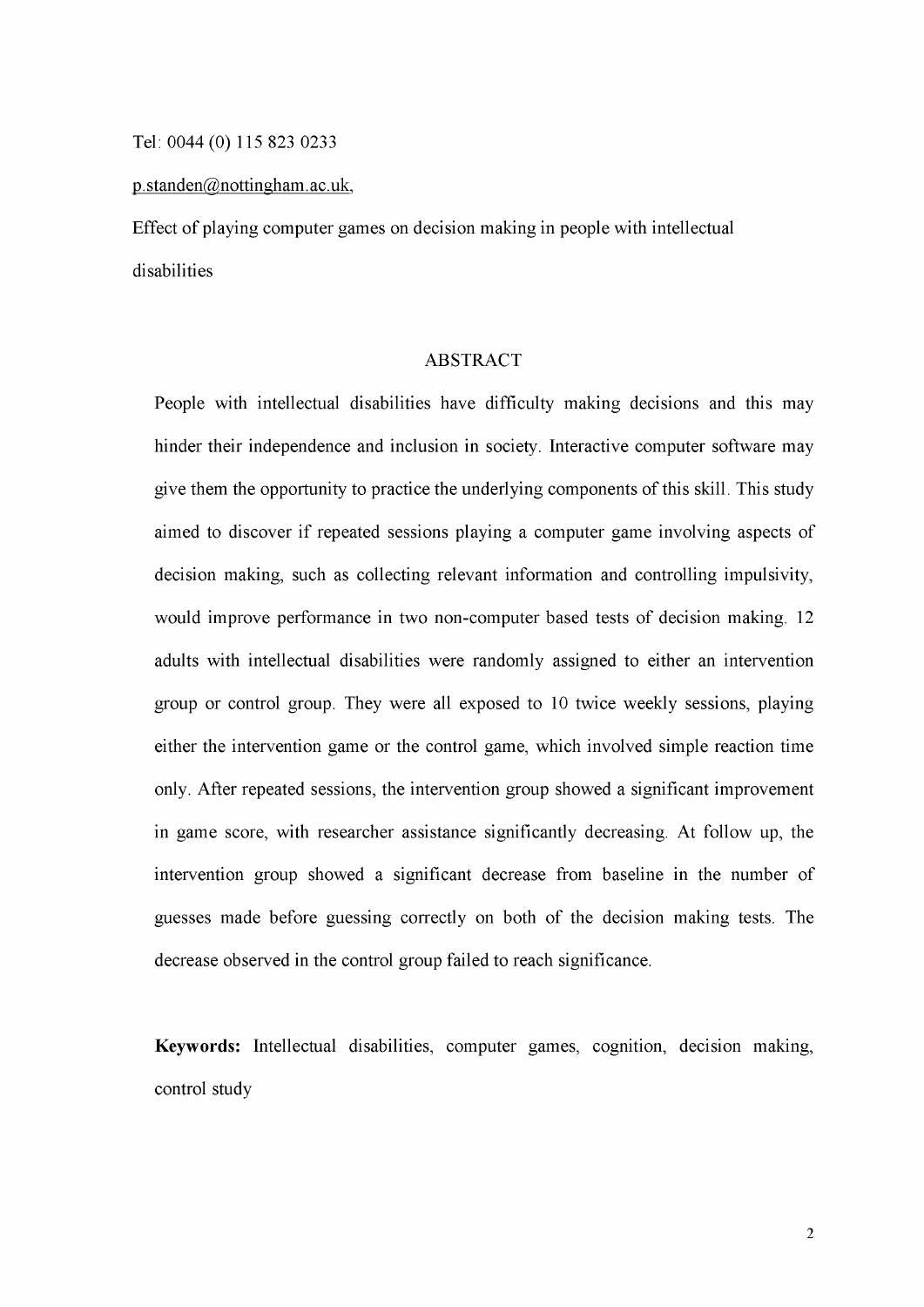Tel: 0044 (0) 115 823 0233

p.standen@nottingham.ac.uk,

Effect of playing computer games on decision making in people with intellectual disabilities

## ABSTRACT

People with intellectual disabilities have difficulty making decisions and this may hinder their independence and inclusion in society. Interactive computer software may give them the opportunity to practice the underlying components of this skill. This study aimed to discover if repeated sessions playing a computer game involving aspects of decision making, such as collecting relevant information and controlling impulsivity, would improve performance in two non-computer based tests of decision making. 12 adults with intellectual disabilities were randomly assigned to either an intervention group or control group. They were all exposed to 10 twice weekly sessions, playing either the intervention game or the control game, which involved simple reaction time only. After repeated sessions, the intervention group showed a significant improvement in game score, with researcher assistance significantly decreasing. At follow up, the intervention group showed a significant decrease from baseline in the number of guesses made before guessing correctly on both of the decision making tests. The decrease observed in the control group failed to reach significance.

**Keywords:** Intellectual disabilities, computer games, cognition, decision making, control study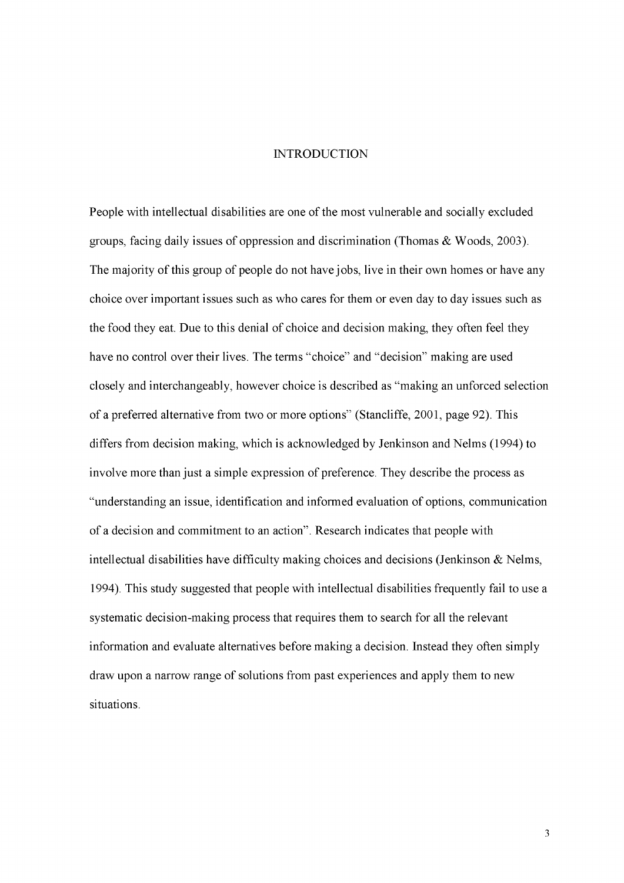# INTRODUCTION

People with intellectual disabilities are one of the most vulnerable and socially excluded groups, facing daily issues of oppression and discrimination (Thomas & Woods, 2003). The majority of this group of people do not have jobs, live in their own homes or have any choice over important issues such as who cares for them or even day to day issues such as the food they eat. Due to this denial of choice and decision making, they often feel they have no control over their lives. The terms "choice" and "decision" making are used closely and interchangeably, however choice is described as "making an unforced selection of a preferred alternative from two or more options" (Stancliffe, 2001, page 92). This differs from decision making, which is acknowledged by Jenkinson and Nelms (1994) to involve more than just a simple expression of preference. They describe the process as "understanding an issue, identification and informed evaluation of options, communication of a decision and commitment to an action". Research indicates that people with intellectual disabilities have difficulty making choices and decisions (Jenkinson & Nelms, 1994). This study suggested that people with intellectual disabilities frequently fail to use a systematic decision-making process that requires them to search for all the relevant information and evaluate alternatives before making a decision. Instead they often simply draw upon a narrow range of solutions from past experiences and apply them to new situations.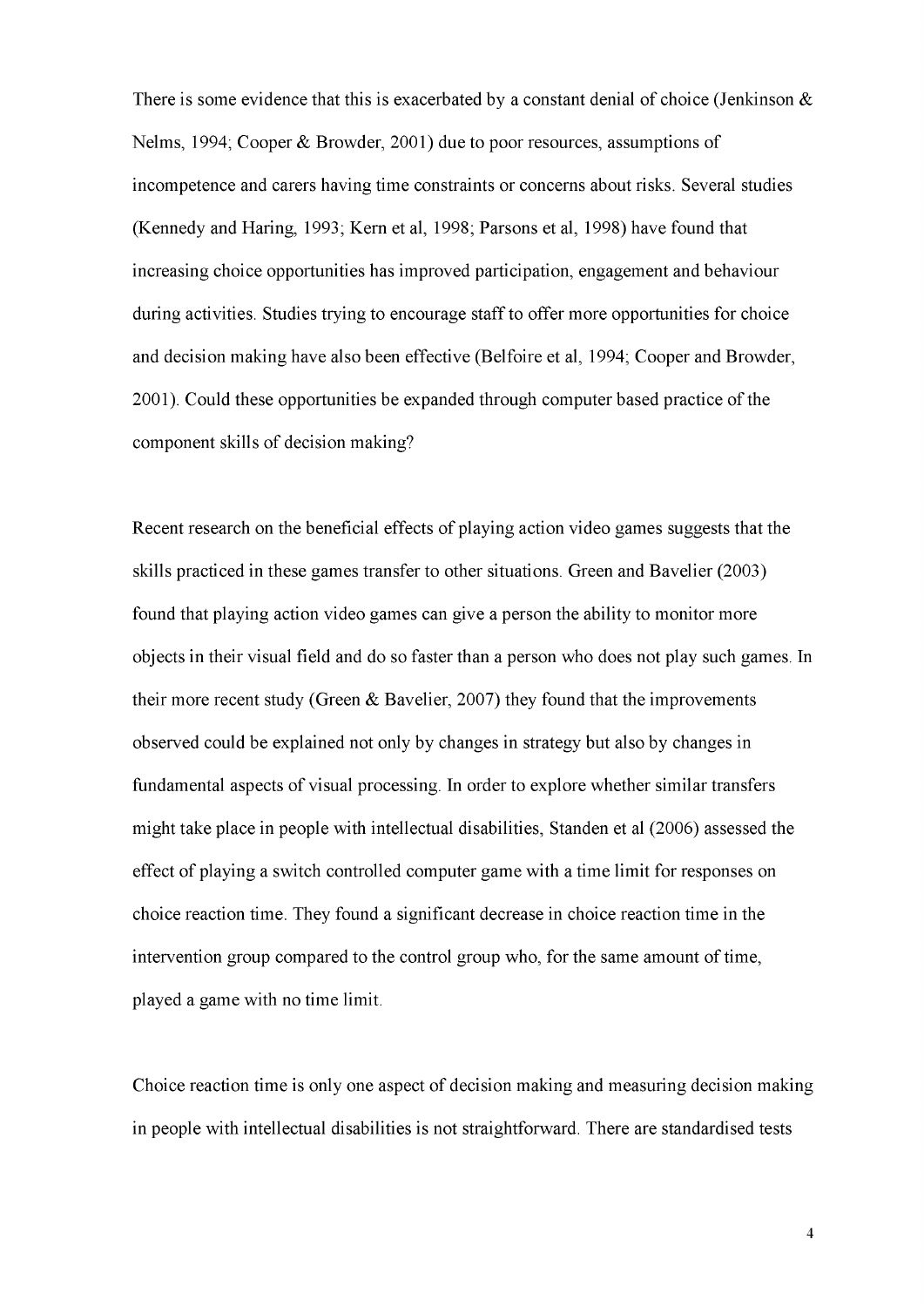There is some evidence that this is exacerbated by a constant denial of choice (Jenkinson & Nelms, 1994; Cooper & Browder, 2001) due to poor resources, assumptions of incompetence and carers having time constraints or concerns about risks. Several studies (Kennedy and Haring, 1993; Kern et al, 1998; Parsons et al, 1998) have found that increasing choice opportunities has improved participation, engagement and behaviour during activities. Studies trying to encourage staff to offer more opportunities for choice and decision making have also been effective (Belfoire et al, 1994; Cooper and Browder, 2001). Could these opportunities be expanded through computer based practice of the component skills of decision making?

Recent research on the beneficial effects of playing action video games suggests that the skills practiced in these games transfer to other situations. Green and Bavelier (2003) found that playing action video games can give a person the ability to monitor more objects in their visual field and do so faster than a person who does not play such games. In their more recent study (Green & Bavelier, 2007) they found that the improvements observed could be explained not only by changes in strategy but also by changes in fundamental aspects of visual processing. In order to explore whether similar transfers might take place in people with intellectual disabilities, Standen et al (2006) assessed the effect of playing a switch controlled computer game with a time limit for responses on choice reaction time. They found a significant decrease in choice reaction time in the intervention group compared to the control group who, for the same amount of time, played a game with no time limit.

Choice reaction time is only one aspect of decision making and measuring decision making in people with intellectual disabilities is not straightforward. There are standardised tests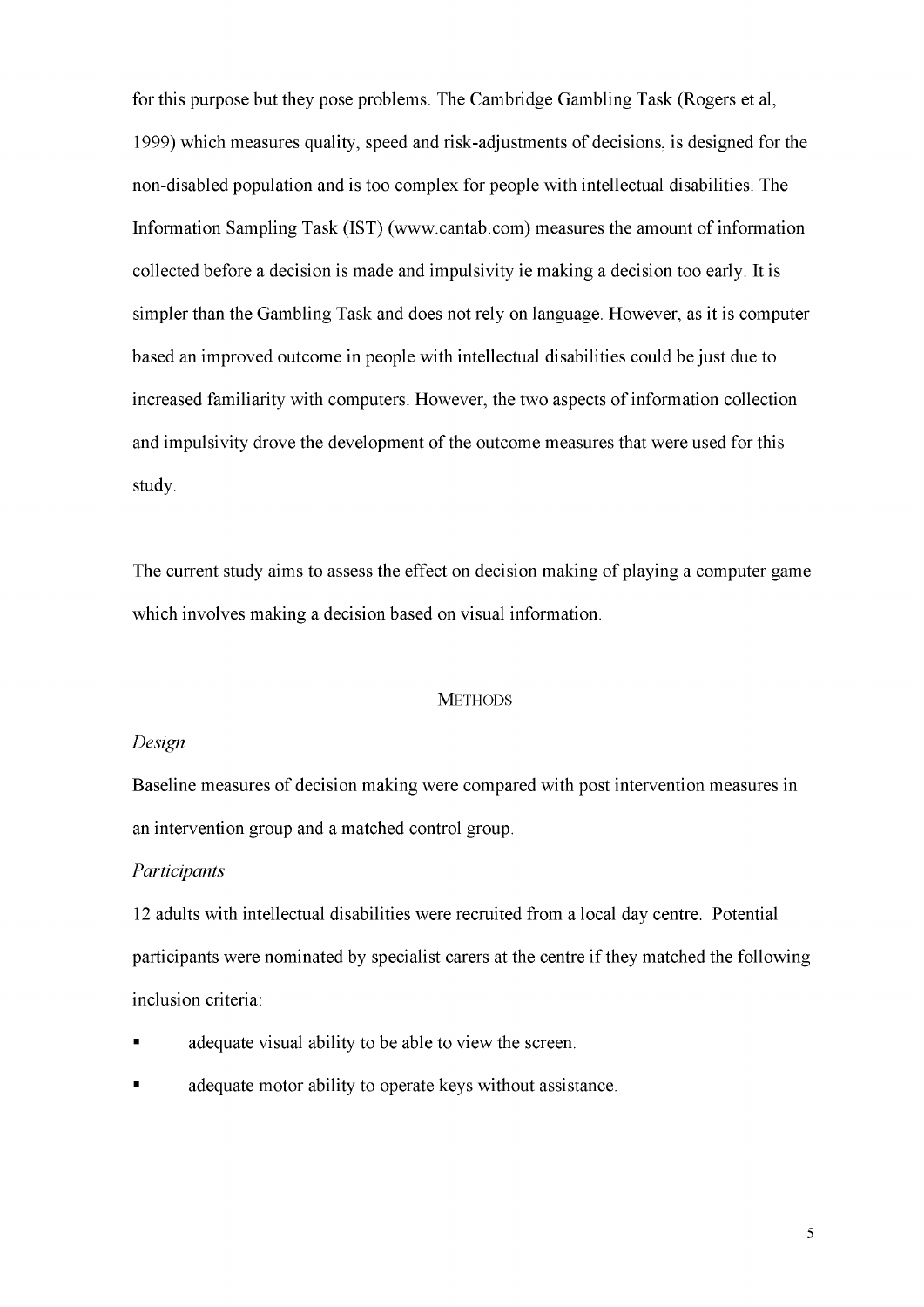for this purpose but they pose problems. The Cambridge Gambling Task (Rogers et al, 1999) which measures quality, speed and risk-adjustments of decisions, is designed for the non-disabled population and is too complex for people with intellectual disabilities. The Information Sampling Task (IST) (www.cantab.com) measures the amount of information collected before a decision is made and impulsivity ie making a decision too early. It is simpler than the Gambling Task and does not rely on language. However, as it is computer based an improved outcome in people with intellectual disabilities could be just due to increased familiarity with computers. However, the two aspects of information collection and impulsivity drove the development of the outcome measures that were used for this study.

The current study aims to assess the effect on decision making of playing a computer game which involves making a decision based on visual information.

## METHODS

*Design*

Baseline measures of decision making were compared with post intervention measures in an intervention group and a matched control group.

*Participants*

12 adults with intellectual disabilities were recruited from a local day centre. Potential participants were nominated by specialist carers at the centre if they matched the following inclusion criteria:

- adequate visual ability to be able to view the screen.
- adequate motor ability to operate keys without assistance.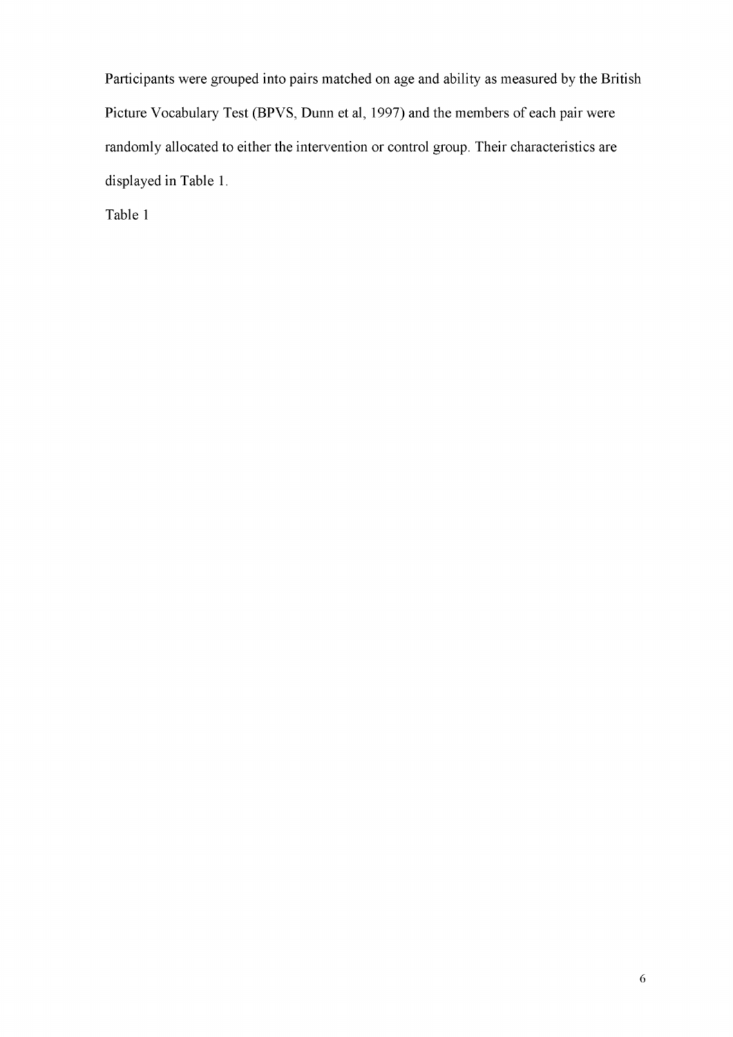Participants were grouped into pairs matched on age and ability as measured by the British Picture Vocabulary Test (BPVS, Dunn et al, 1997) and the members of each pair were randomly allocated to either the intervention or control group. Their characteristics are displayed in Table 1.

Table 1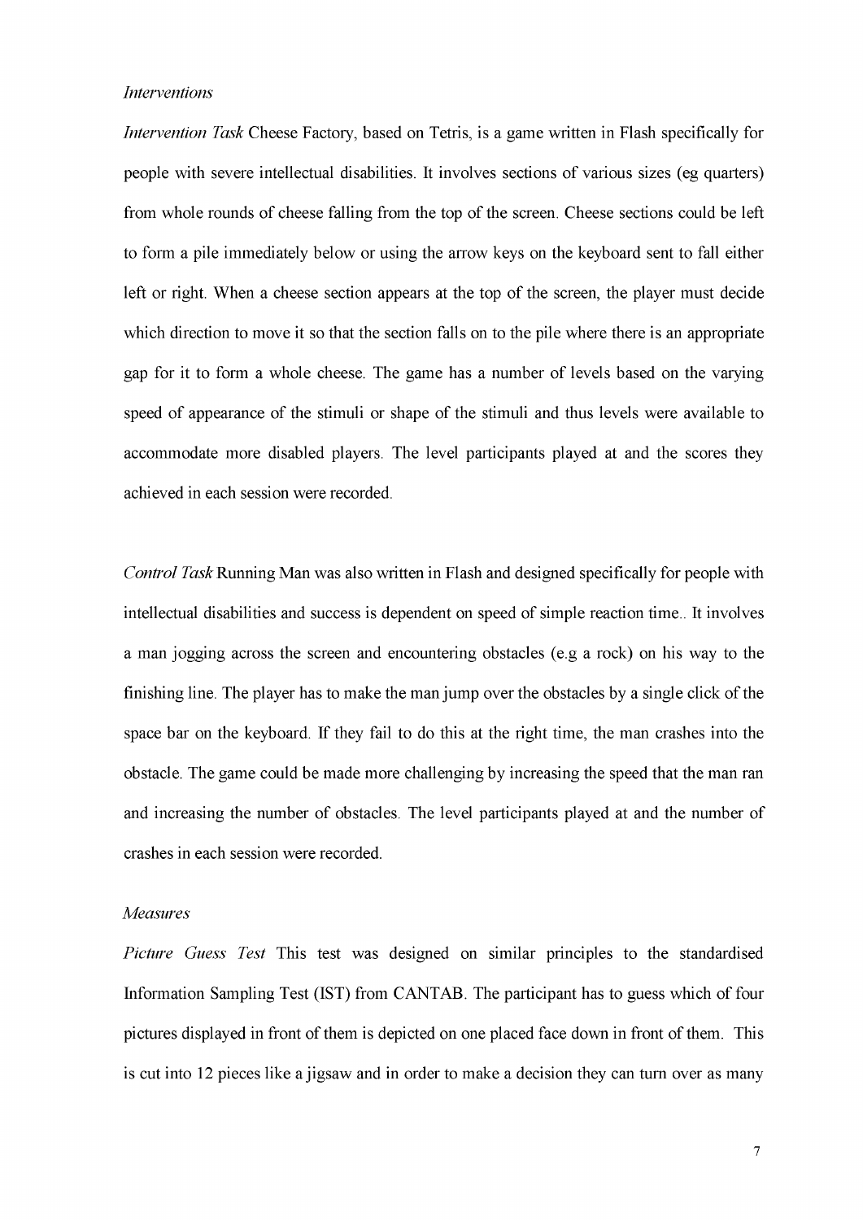*Interventions*

*Intervention Task* Cheese Factory, based on Tetris, is a game written in Flash specifically for people with severe intellectual disabilities. It involves sections of various sizes (eg quarters) from whole rounds of cheese falling from the top of the screen. Cheese sections could be left to form a pile immediately below or using the arrow keys on the keyboard sent to fall either left or right. When a cheese section appears at the top of the screen, the player must decide which direction to move it so that the section falls on to the pile where there is an appropriate gap for it to form a whole cheese. The game has a number of levels based on the varying speed of appearance of the stimuli or shape of the stimuli and thus levels were available to accommodate more disabled players. The level participants played at and the scores they achieved in each session were recorded.

*Control Task* Running Man was also written in Flash and designed specifically for people with intellectual disabilities and success is dependent on speed of simple reaction time.. It involves a man jogging across the screen and encountering obstacles (e.g a rock) on his way to the finishing line. The player has to make the man jump over the obstacles by a single click of the space bar on the keyboard. If they fail to do this at the right time, the man crashes into the obstacle. The game could be made more challenging by increasing the speed that the man ran and increasing the number of obstacles. The level participants played at and the number of crashes in each session were recorded.

*Measures*

*Picture Guess Test* This test was designed on similar principles to the standardised Information Sampling Test (IST) from CANTAB. The participant has to guess which of four pictures displayed in front of them is depicted on one placed face down in front of them. This is cut into 12 pieces like a jigsaw and in order to make a decision they can turn over as many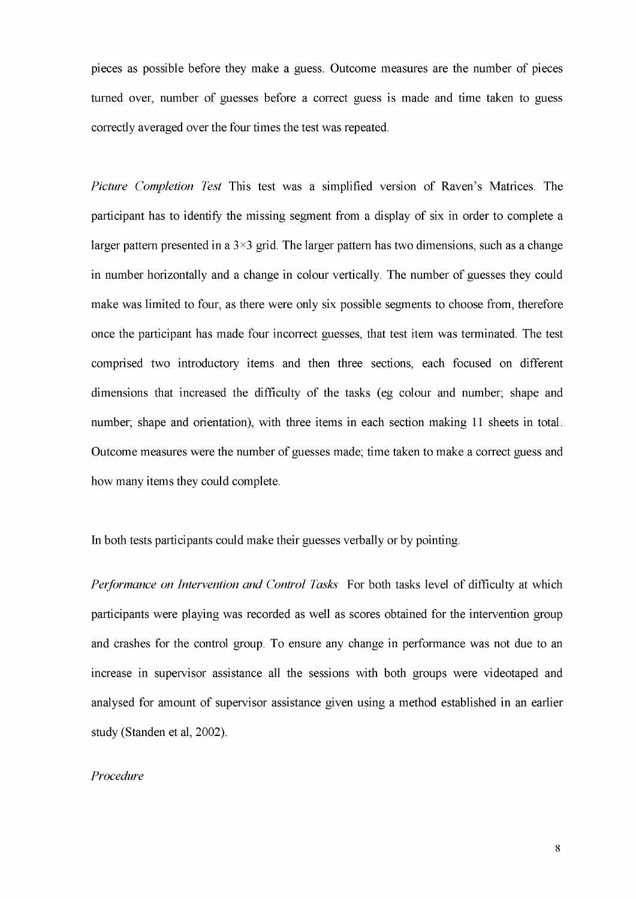pieces as possible before they make a guess. Outcome measures are the number of pieces turned over, number of guesses before a correct guess is made and time taken to guess correctly averaged over the four times the test was repeated.

*Picture Completion Test* This test was a simplified version of Raven's Matrices. The participant has to identify the missing segment from a display of six in order to complete a larger pattern presented in a $3 \times 3$ grid. The larger pattern has two dimensions, such as a change in number horizontally and a change in colour vertically. The number of guesses they could make was limited to four, as there were only six possible segments to choose from, therefore once the participant has made four incorrect guesses, that test item was terminated. The test comprised two introductory items and then three sections, each focused on different dimensions that increased the difficulty of the tasks (eg colour and number; shape and number; shape and orientation), with three items in each section making 11 sheets in total. Outcome measures were the number of guesses made; time taken to make a correct guess and how many items they could complete.

In both tests participants could make their guesses verbally or by pointing.

*Performance on Intervention and Control Tasks* For both tasks level of difficulty at which participants were playing was recorded as well as scores obtained for the intervention group and crashes for the control group. To ensure any change in performance was not due to an increase in supervisor assistance all the sessions with both groups were videotaped and analysed for amount of supervisor assistance given using a method established in an earlier study (Standen et al, 2002).

*Procedure*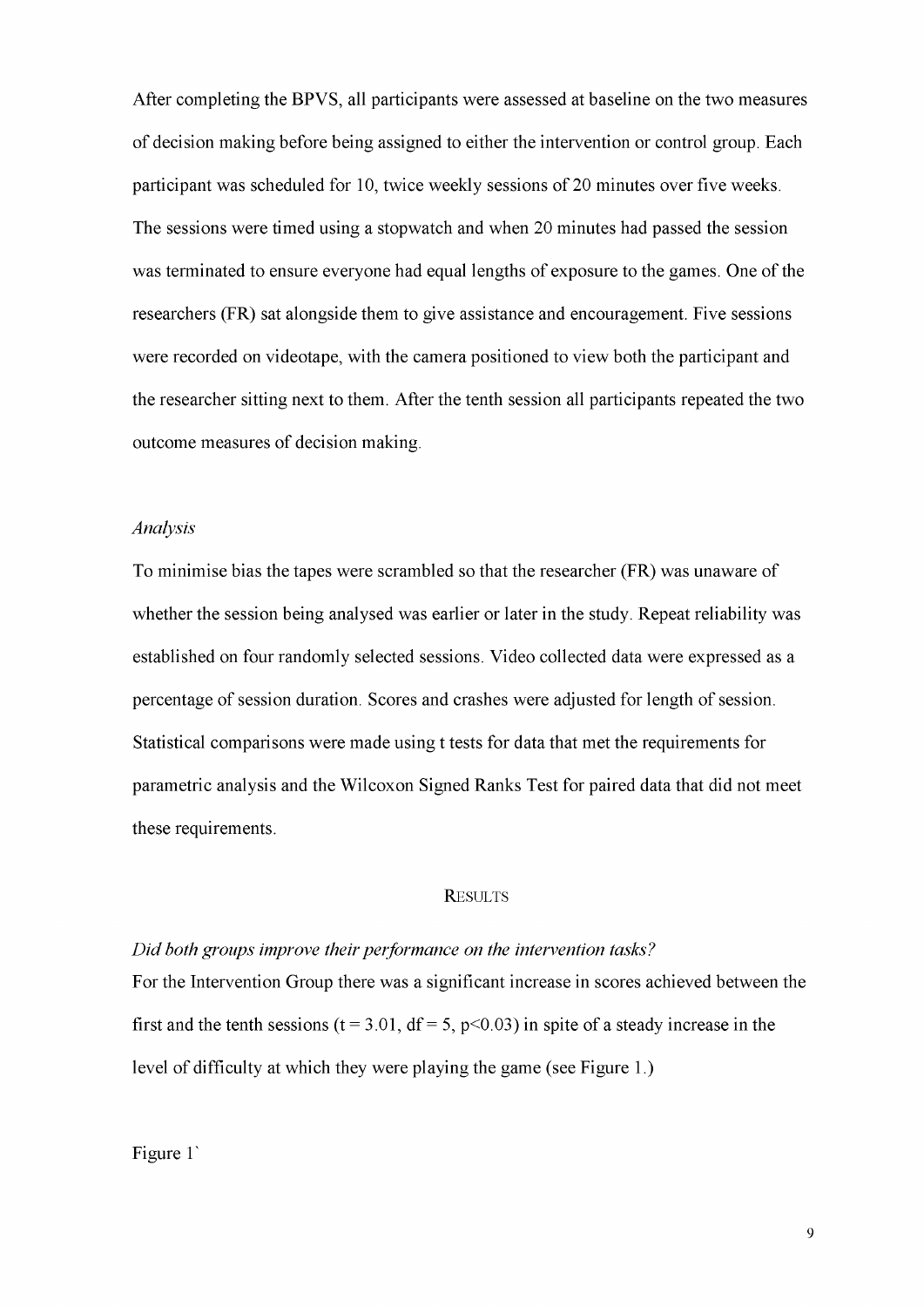After completing the BPVS, all participants were assessed at baseline on the two measures of decision making before being assigned to either the intervention or control group. Each participant was scheduled for 10, twice weekly sessions of 20 minutes over five weeks. The sessions were timed using a stopwatch and when 20 minutes had passed the session was terminated to ensure everyone had equal lengths of exposure to the games. One of the researchers (FR) sat alongside them to give assistance and encouragement. Five sessions were recorded on videotape, with the camera positioned to view both the participant and the researcher sitting next to them. After the tenth session all participants repeated the two outcome measures of decision making.

### *Analysis*

To minimise bias the tapes were scrambled so that the researcher (FR) was unaware of whether the session being analysed was earlier or later in the study. Repeat reliability was established on four randomly selected sessions. Video collected data were expressed as a percentage of session duration. Scores and crashes were adjusted for length of session. Statistical comparisons were made using t tests for data that met the requirements for parametric analysis and the Wilcoxon Signed Ranks Test for paired data that did not meet these requirements.

## RESULTS

### *Did both groups improve their performance on the intervention tasks?*

For the Intervention Group there was a significant increase in scores achieved between the first and the tenth sessions ($t = 3.01$, $df = 5$, $p<0.03$) in spite of a steady increase in the level of difficulty at which they were playing the game (see Figure 1.)

Figure 1`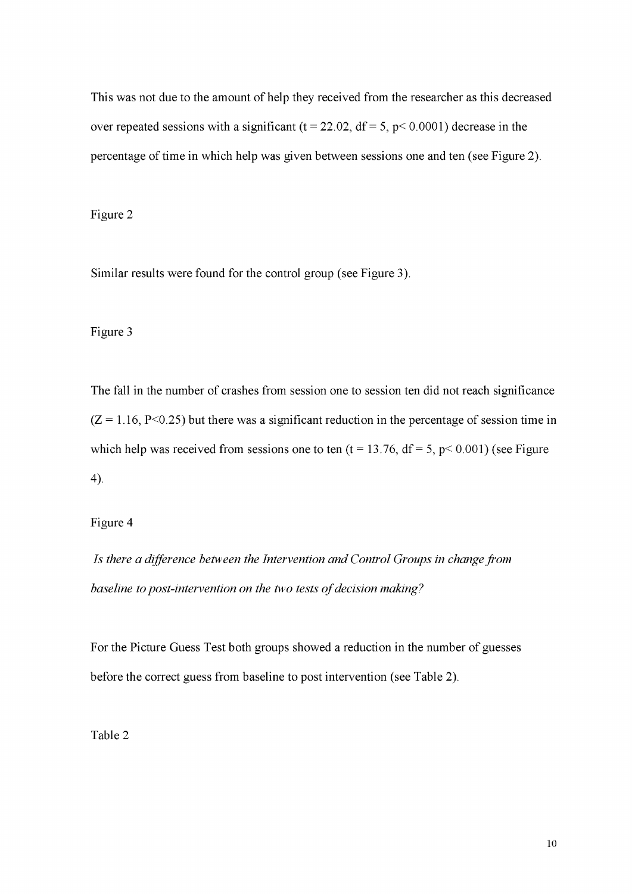This was not due to the amount of help they received from the researcher as this decreased over repeated sessions with a significant ($t = 22.02$, $df = 5$, $p < 0.0001$) decrease in the percentage of time in which help was given between sessions one and ten (see Figure 2).

Figure 2

Similar results were found for the control group (see Figure 3).

Figure 3

The fall in the number of crashes from session one to session ten did not reach significance ($Z = 1.16$, $P < 0.25$) but there was a significant reduction in the percentage of session time in which help was received from sessions one to ten ($t = 13.76$, $df = 5$, $p < 0.001$) (see Figure 4).

Figure 4

*Is there a difference between the Intervention and Control Groups in change from baseline to post-intervention on the two tests of decision making?*

For the Picture Guess Test both groups showed a reduction in the number of guesses before the correct guess from baseline to post intervention (see Table 2).

Table 2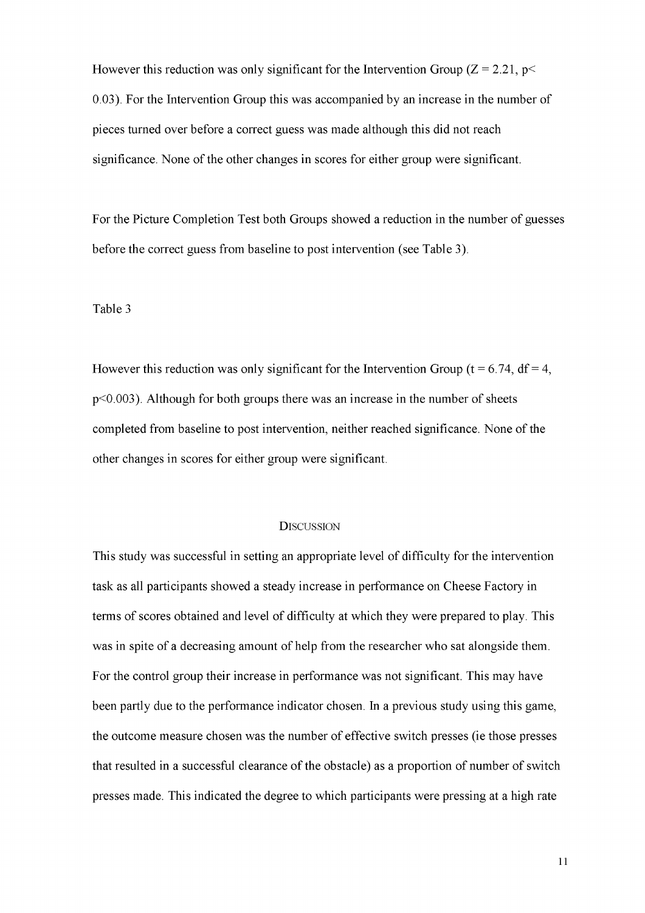However this reduction was only significant for the Intervention Group ($Z = 2.21$, $p < 0.03$). For the Intervention Group this was accompanied by an increase in the number of pieces turned over before a correct guess was made although this did not reach significance. None of the other changes in scores for either group were significant.

For the Picture Completion Test both Groups showed a reduction in the number of guesses before the correct guess from baseline to post intervention (see Table 3).

Table 3

However this reduction was only significant for the Intervention Group ($t = 6.74$, $df = 4$, $p < 0.003$). Although for both groups there was an increase in the number of sheets completed from baseline to post intervention, neither reached significance. None of the other changes in scores for either group were significant.

## Discussion

This study was successful in setting an appropriate level of difficulty for the intervention task as all participants showed a steady increase in performance on Cheese Factory in terms of scores obtained and level of difficulty at which they were prepared to play. This was in spite of a decreasing amount of help from the researcher who sat alongside them. For the control group their increase in performance was not significant. This may have been partly due to the performance indicator chosen. In a previous study using this game, the outcome measure chosen was the number of effective switch presses (ie those presses that resulted in a successful clearance of the obstacle) as a proportion of number of switch presses made. This indicated the degree to which participants were pressing at a high rate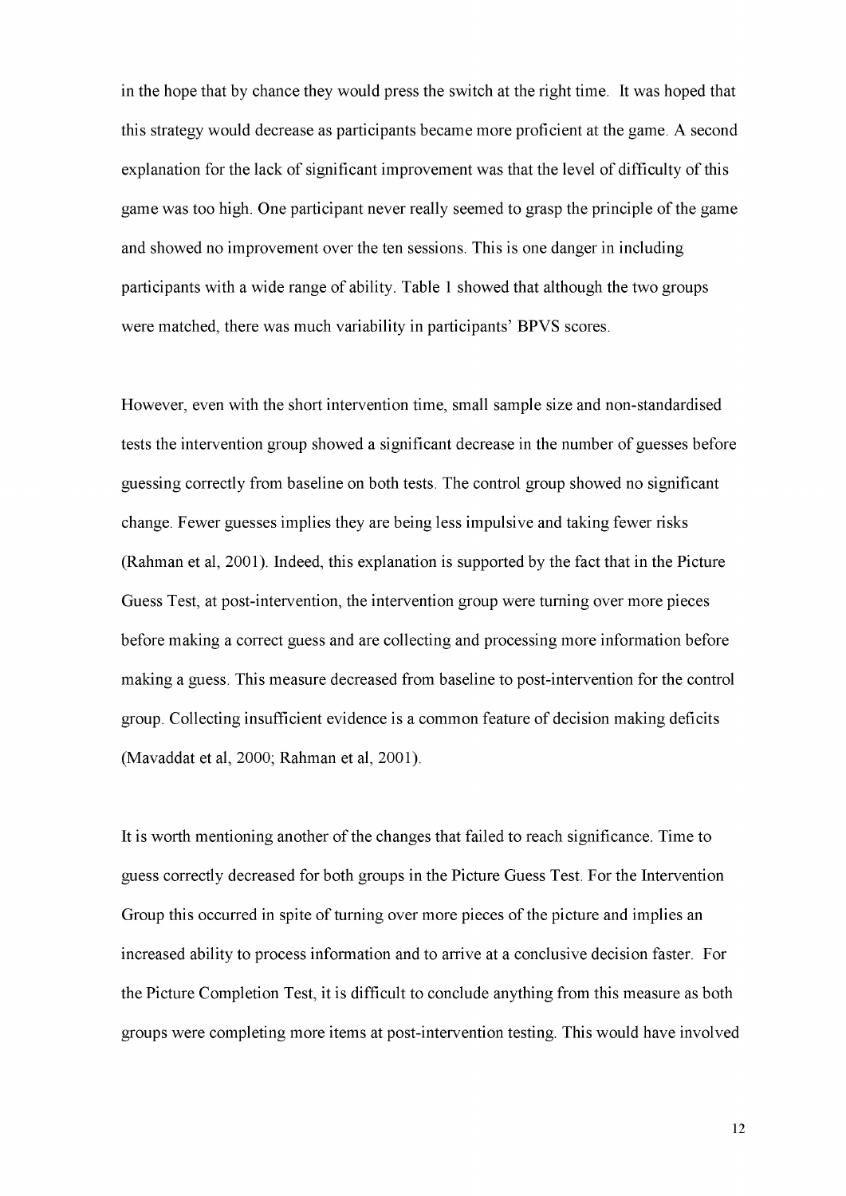in the hope that by chance they would press the switch at the right time. It was hoped that this strategy would decrease as participants became more proficient at the game. A second explanation for the lack of significant improvement was that the level of difficulty of this game was too high. One participant never really seemed to grasp the principle of the game and showed no improvement over the ten sessions. This is one danger in including participants with a wide range of ability. Table 1 showed that although the two groups were matched, there was much variability in participants' BPVS scores.

However, even with the short intervention time, small sample size and non-standardised tests the intervention group showed a significant decrease in the number of guesses before guessing correctly from baseline on both tests. The control group showed no significant change. Fewer guesses implies they are being less impulsive and taking fewer risks (Rahman et al, 2001). Indeed, this explanation is supported by the fact that in the Picture Guess Test, at post-intervention, the intervention group were turning over more pieces before making a correct guess and are collecting and processing more information before making a guess. This measure decreased from baseline to post-intervention for the control group. Collecting insufficient evidence is a common feature of decision making deficits (Mavaddat et al, 2000; Rahman et al, 2001).

It is worth mentioning another of the changes that failed to reach significance. Time to guess correctly decreased for both groups in the Picture Guess Test. For the Intervention Group this occurred in spite of turning over more pieces of the picture and implies an increased ability to process information and to arrive at a conclusive decision faster. For the Picture Completion Test, it is difficult to conclude anything from this measure as both groups were completing more items at post-intervention testing. This would have involved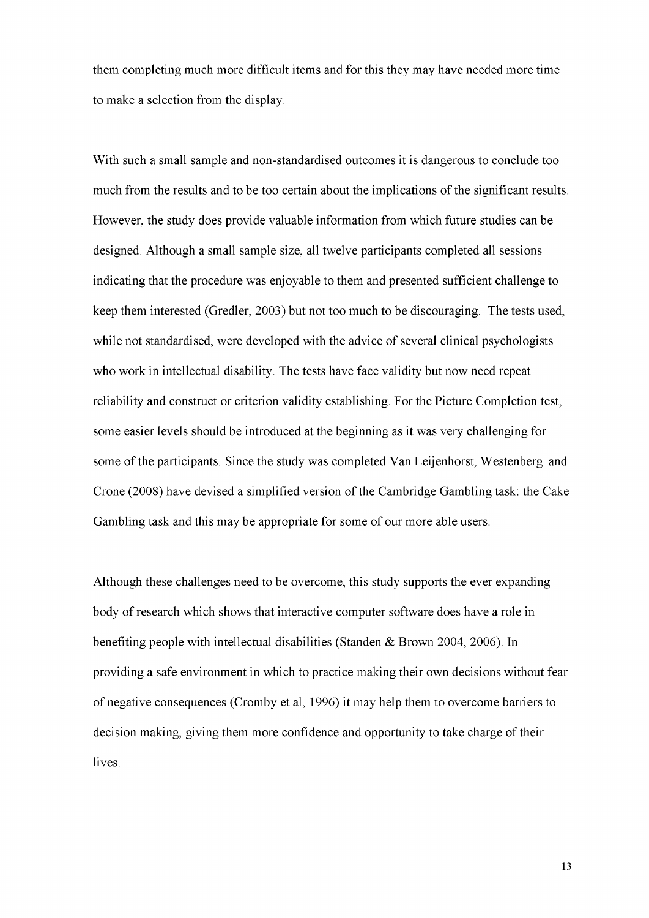them completing much more difficult items and for this they may have needed more time to make a selection from the display.

With such a small sample and non-standardised outcomes it is dangerous to conclude too much from the results and to be too certain about the implications of the significant results. However, the study does provide valuable information from which future studies can be designed. Although a small sample size, all twelve participants completed all sessions indicating that the procedure was enjoyable to them and presented sufficient challenge to keep them interested (Gredler, 2003) but not too much to be discouraging. The tests used, while not standardised, were developed with the advice of several clinical psychologists who work in intellectual disability. The tests have face validity but now need repeat reliability and construct or criterion validity establishing. For the Picture Completion test, some easier levels should be introduced at the beginning as it was very challenging for some of the participants. Since the study was completed Van Leijenhorst, Westenberg and Crone (2008) have devised a simplified version of the Cambridge Gambling task: the Cake Gambling task and this may be appropriate for some of our more able users.

Although these challenges need to be overcome, this study supports the ever expanding body of research which shows that interactive computer software does have a role in benefiting people with intellectual disabilities (Standen & Brown 2004, 2006). In providing a safe environment in which to practice making their own decisions without fear of negative consequences (Cromby et al, 1996) it may help them to overcome barriers to decision making, giving them more confidence and opportunity to take charge of their lives.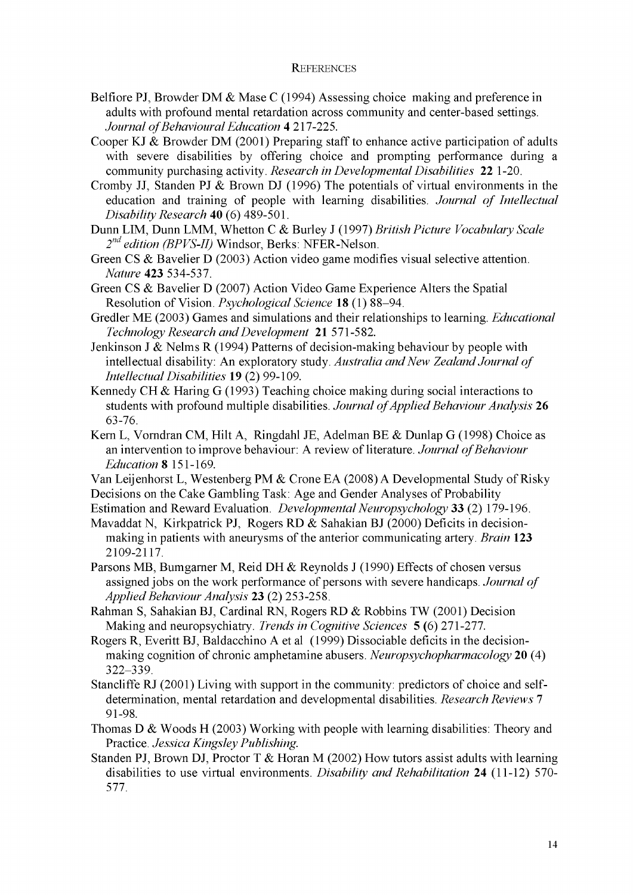## REFERENCES

Belfiore PJ, Browder DM & Mase C (1994) Assessing choice making and preference in adults with profound mental retardation across community and center-based settings. *Journal of Behavioural Education* **4** 217-225.

Cooper KJ & Browder DM (2001) Preparing staff to enhance active participation of adults with severe disabilities by offering choice and prompting performance during a community purchasing activity. *Research in Developmental Disabilities* **22** 1-20.

Cromby JJ, Standen PJ & Brown DJ (1996) The potentials of virtual environments in the education and training of people with learning disabilities. *Journal of Intellectual Disability Research* **40** (6) 489-501.

Dunn LIM, Dunn LMM, Whetton C & Burley J (1997) *British Picture Vocabulary Scale 2nd edition (BPVS-II)* Windsor, Berks: NFER-Nelson.

Green CS & Bavelier D (2003) Action video game modifies visual selective attention. *Nature* **423** 534-537.

Green CS & Bavelier D (2007) Action Video Game Experience Alters the Spatial Resolution of Vision. *Psychological Science* **18** (1) 88–94.

Gredler ME (2003) Games and simulations and their relationships to learning. *Educational Technology Research and Development* **21** 571-582.

Jenkinson J & Nelms R (1994) Patterns of decision-making behaviour by people with intellectual disability: An exploratory study. *Australia and New Zealand Journal of Intellectual Disabilities* **19** (2) 99-109.

Kennedy CH & Haring G (1993) Teaching choice making during social interactions to students with profound multiple disabilities. *Journal of Applied Behaviour Analysis* **26** 63-76.

Kern L, Vorndran CM, Hilt A, Ringdahl JE, Adelman BE & Dunlap G (1998) Choice as an intervention to improve behaviour: A review of literature. *Journal of Behaviour Education* **8** 151-169.

Van Leijenhorst L, Westenberg PM & Crone EA (2008) A Developmental Study of Risky Decisions on the Cake Gambling Task: Age and Gender Analyses of Probability Estimation and Reward Evaluation. *Developmental Neuropsychology* **33** (2) 179-196.

Mavaddat N, Kirkpatrick PJ, Rogers RD & Sahakian BJ (2000) Deficits in decision-making in patients with aneurysms of the anterior communicating artery. *Brain* **123** 2109-2117.

Parsons MB, Bumgarner M, Reid DH & Reynolds J (1990) Effects of chosen versus assigned jobs on the work performance of persons with severe handicaps. *Journal of Applied Behaviour Analysis* **23** (2) 253-258.

Rahman S, Sahakian BJ, Cardinal RN, Rogers RD & Robbins TW (2001) Decision Making and neuropsychiatry. *Trends in Cognitive Sciences* **5** (6) 271-277.

Rogers R, Everitt BJ, Baldacchino A et al (1999) Dissociable deficits in the decision-making cognition of chronic amphetamine abusers. *Neuropsychopharmacology* **20** (4) 322–339.

Stancliffe RJ (2001) Living with support in the community: predictors of choice and self-determination, mental retardation and developmental disabilities. *Research Reviews* **7** 91-98.

Thomas D & Woods H (2003) Working with people with learning disabilities: Theory and Practice. *Jessica Kingsley Publishing.*

Standen PJ, Brown DJ, Proctor T & Horan M (2002) How tutors assist adults with learning disabilities to use virtual environments. *Disability and Rehabilitation* **24** (11-12) 570-577.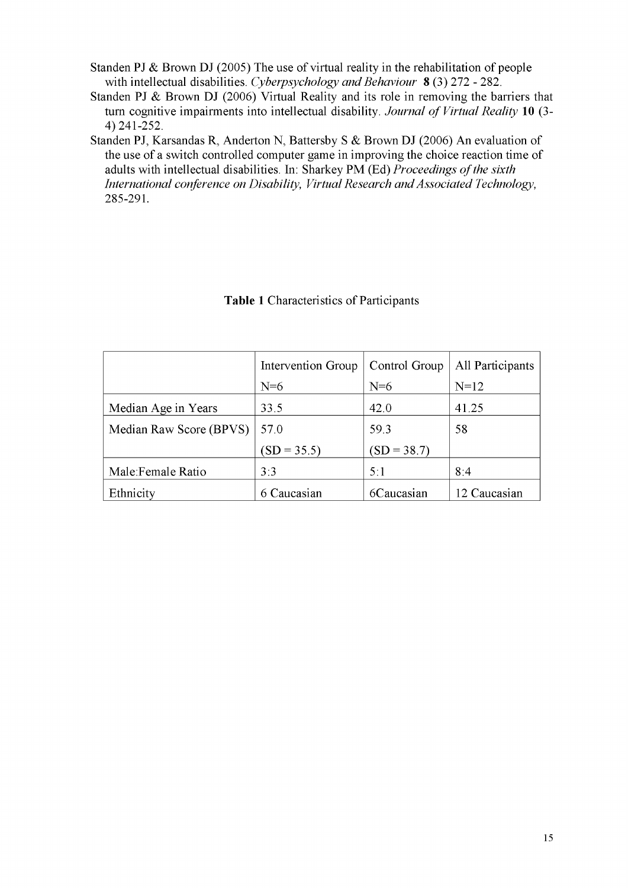Standen PJ & Brown DJ (2005) The use of virtual reality in the rehabilitation of people with intellectual disabilities. *Cyberpsychology and Behaviour* **8** (3) 272 - 282.

Standen PJ & Brown DJ (2006) Virtual Reality and its role in removing the barriers that turn cognitive impairments into intellectual disability. *Journal of Virtual Reality* **10** (3-4) 241-252.

Standen PJ, Karsandas R, Anderton N, Battersby S & Brown DJ (2006) An evaluation of the use of a switch controlled computer game in improving the choice reaction time of adults with intellectual disabilities. In: Sharkey PM (Ed) *Proceedings of the sixth International conference on Disability, Virtual Research and Associated Technology,* 285-291.

**Table 1** Characteristics of Participants

| | Intervention Group N=6 | Control Group N=6 | All Participants N=12 |
|---|---|---|---|
| Median Age in Years | 33.5 | 42.0 | 41.25 |
| Median Raw Score (BPVS) | 57.0 (SD = 35.5) | 59.3 (SD = 38.7) | 58 |
| Male:Female Ratio | 3:3 | 5:1 | 8:4 |
| Ethnicity | 6 Caucasian | 6Caucasian | 12 Caucasian |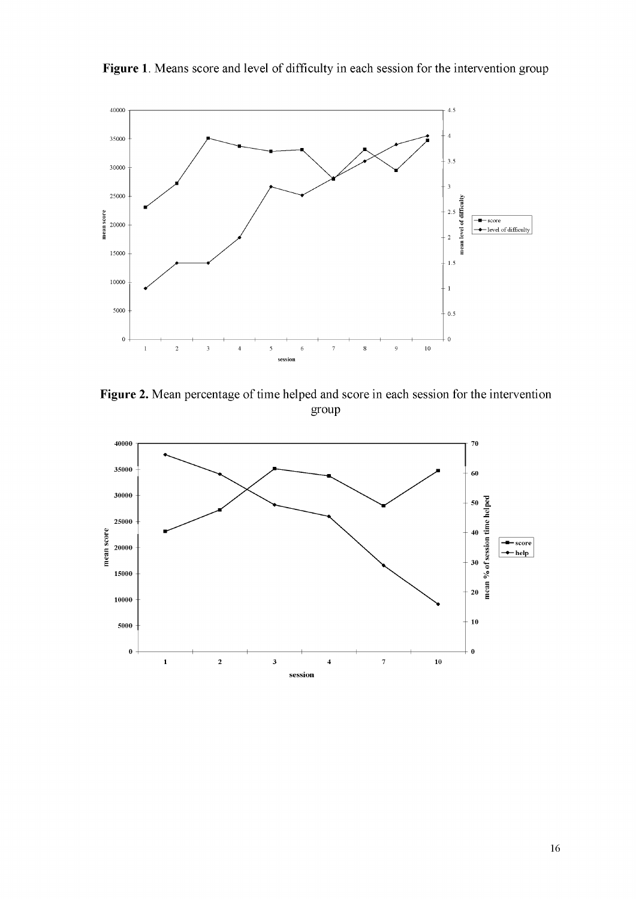**Figure 1**. Means score and level of difficulty in each session for the intervention group

**Figure 2.** Mean percentage of time helped and score in each session for the intervention group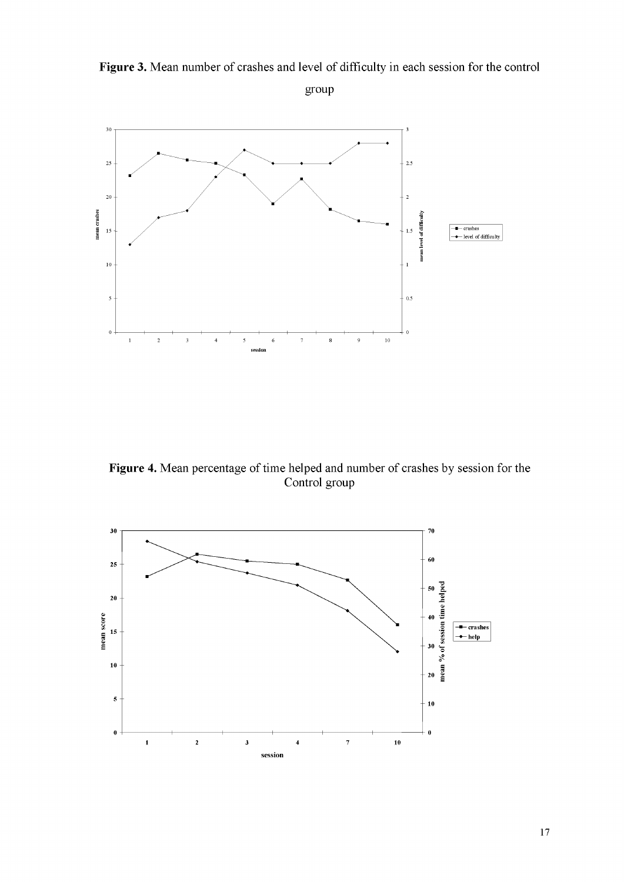**Figure 3.** Mean number of crashes and level of difficulty in each session for the control group

**Figure 4.** Mean percentage of time helped and number of crashes by session for the Control group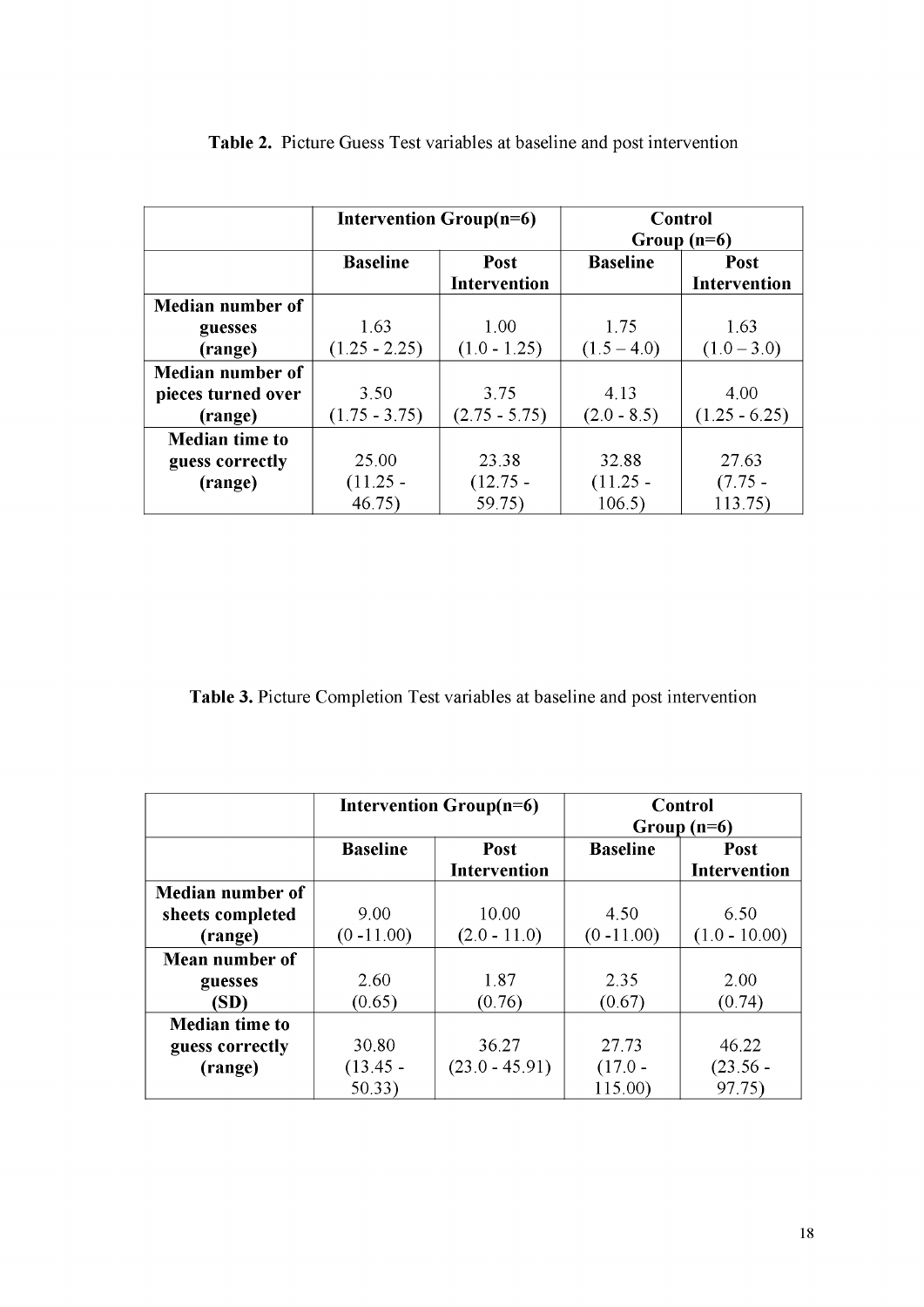**Table 2.** Picture Guess Test variables at baseline and post intervention

| | Intervention Group(n=6) | | Control Group (n=6) | |
|---|---|---|---|---|
| | Baseline | Post Intervention | Baseline | Post Intervention |
| **Median number of guesses (range)** | 1.63 (1.25 - 2.25) | 1.00 (1.0 - 1.25) | 1.75 (1.5 – 4.0) | 1.63 (1.0 – 3.0) |
| **Median number of pieces turned over (range)** | 3.50 (1.75 - 3.75) | 3.75 (2.75 - 5.75) | 4.13 (2.0 - 8.5) | 4.00 (1.25 - 6.25) |
| **Median time to guess correctly (range)** | 25.00 (11.25 - 46.75) | 23.38 (12.75 - 59.75) | 32.88 (11.25 - 106.5) | 27.63 (7.75 - 113.75) |

**Table 3.** Picture Completion Test variables at baseline and post intervention

| | Intervention Group(n=6) | | Control Group (n=6) | |
|---|---|---|---|---|
| | Baseline | Post Intervention | Baseline | Post Intervention |
| **Median number of sheets completed (range)** | 9.00 (0 -11.00) | 10.00 (2.0 - 11.0) | 4.50 (0 -11.00) | 6.50 (1.0 - 10.00) |
| **Mean number of guesses (SD)** | 2.60 (0.65) | 1.87 (0.76) | 2.35 (0.67) | 2.00 (0.74) |
| **Median time to guess correctly (range)** | 30.80 (13.45 - 50.33) | 36.27 (23.0 - 45.91) | 27.73 (17.0 - 115.00) | 46.22 (23.56 - 97.75) |